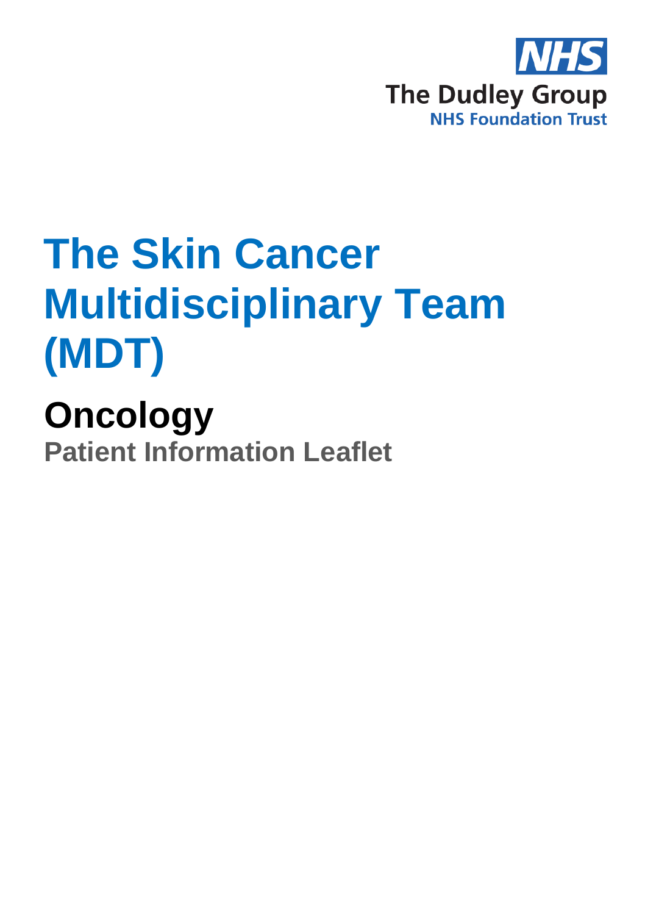NHS

The Dudley Group
NHS Foundation Trust

# The Skin Cancer Multidisciplinary Team (MDT)

## Oncology

### Patient Information Leaflet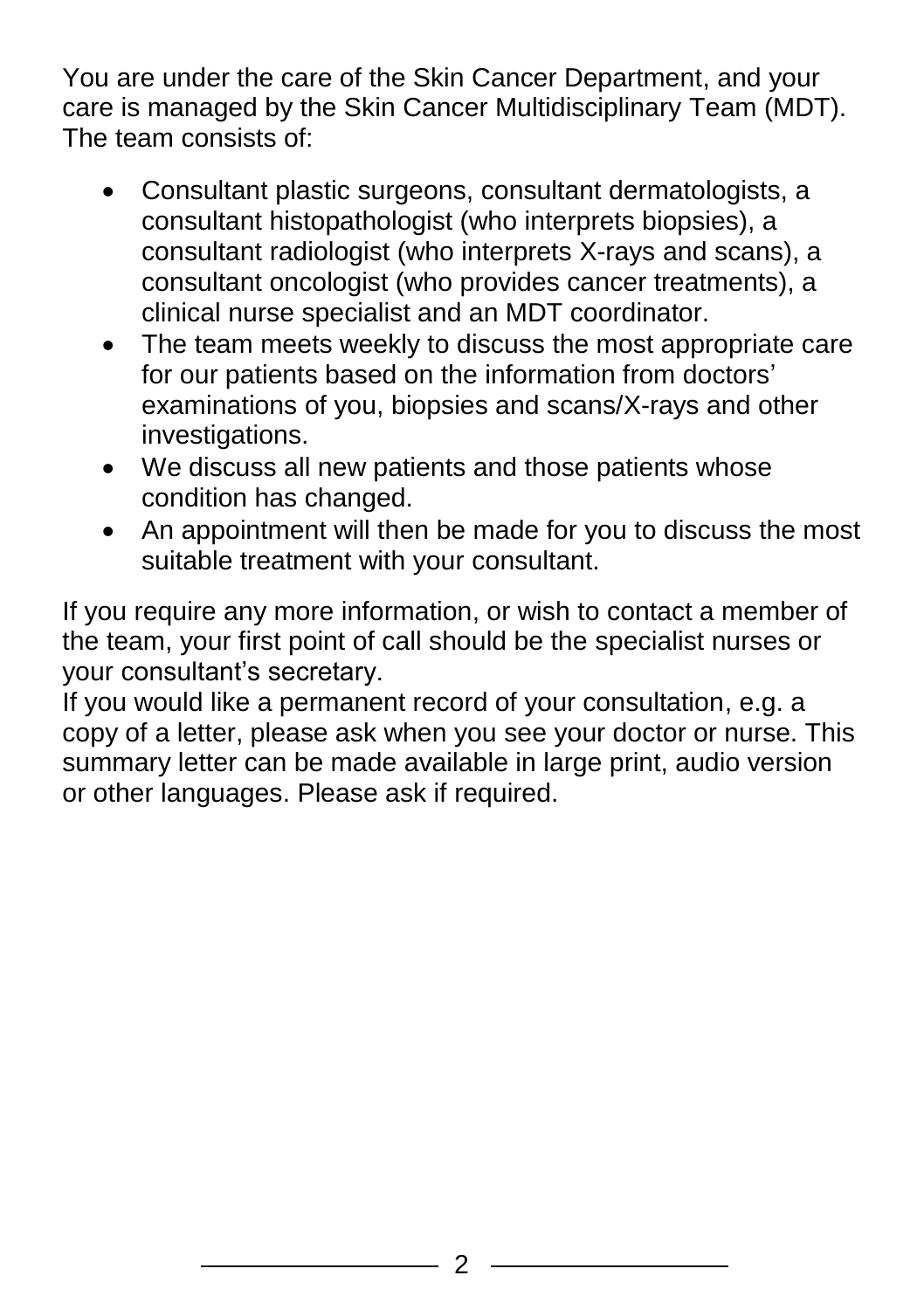You are under the care of the Skin Cancer Department, and your care is managed by the Skin Cancer Multidisciplinary Team (MDT). The team consists of:

- Consultant plastic surgeons, consultant dermatologists, a consultant histopathologist (who interprets biopsies), a consultant radiologist (who interprets X-rays and scans), a consultant oncologist (who provides cancer treatments), a clinical nurse specialist and an MDT coordinator.
- The team meets weekly to discuss the most appropriate care for our patients based on the information from doctors' examinations of you, biopsies and scans/X-rays and other investigations.
- We discuss all new patients and those patients whose condition has changed.
- An appointment will then be made for you to discuss the most suitable treatment with your consultant.

If you require any more information, or wish to contact a member of the team, your first point of call should be the specialist nurses or your consultant's secretary.

If you would like a permanent record of your consultation, e.g. a copy of a letter, please ask when you see your doctor or nurse. This summary letter can be made available in large print, audio version or other languages. Please ask if required.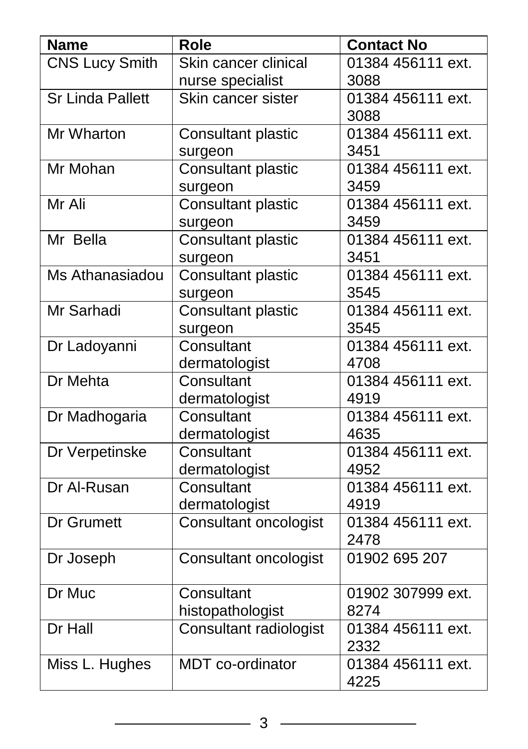| Name | Role | Contact No |
|---|---|---|
| CNS Lucy Smith | Skin cancer clinical nurse specialist | 01384 456111 ext. 3088 |
| Sr Linda Pallett | Skin cancer sister | 01384 456111 ext. 3088 |
| Mr Wharton | Consultant plastic surgeon | 01384 456111 ext. 3451 |
| Mr Mohan | Consultant plastic surgeon | 01384 456111 ext. 3459 |
| Mr Ali | Consultant plastic surgeon | 01384 456111 ext. 3459 |
| Mr Bella | Consultant plastic surgeon | 01384 456111 ext. 3451 |
| Ms Athanasiadou | Consultant plastic surgeon | 01384 456111 ext. 3545 |
| Mr Sarhadi | Consultant plastic surgeon | 01384 456111 ext. 3545 |
| Dr Ladoyanni | Consultant dermatologist | 01384 456111 ext. 4708 |
| Dr Mehta | Consultant dermatologist | 01384 456111 ext. 4919 |
| Dr Madhogaria | Consultant dermatologist | 01384 456111 ext. 4635 |
| Dr Verpetinske | Consultant dermatologist | 01384 456111 ext. 4952 |
| Dr Al-Rusan | Consultant dermatologist | 01384 456111 ext. 4919 |
| Dr Grumett | Consultant oncologist | 01384 456111 ext. 2478 |
| Dr Joseph | Consultant oncologist | 01902 695 207 |
| Dr Muc | Consultant histopathologist | 01902 307999 ext. 8274 |
| Dr Hall | Consultant radiologist | 01384 456111 ext. 2332 |
| Miss L. Hughes | MDT co-ordinator | 01384 456111 ext. 4225 |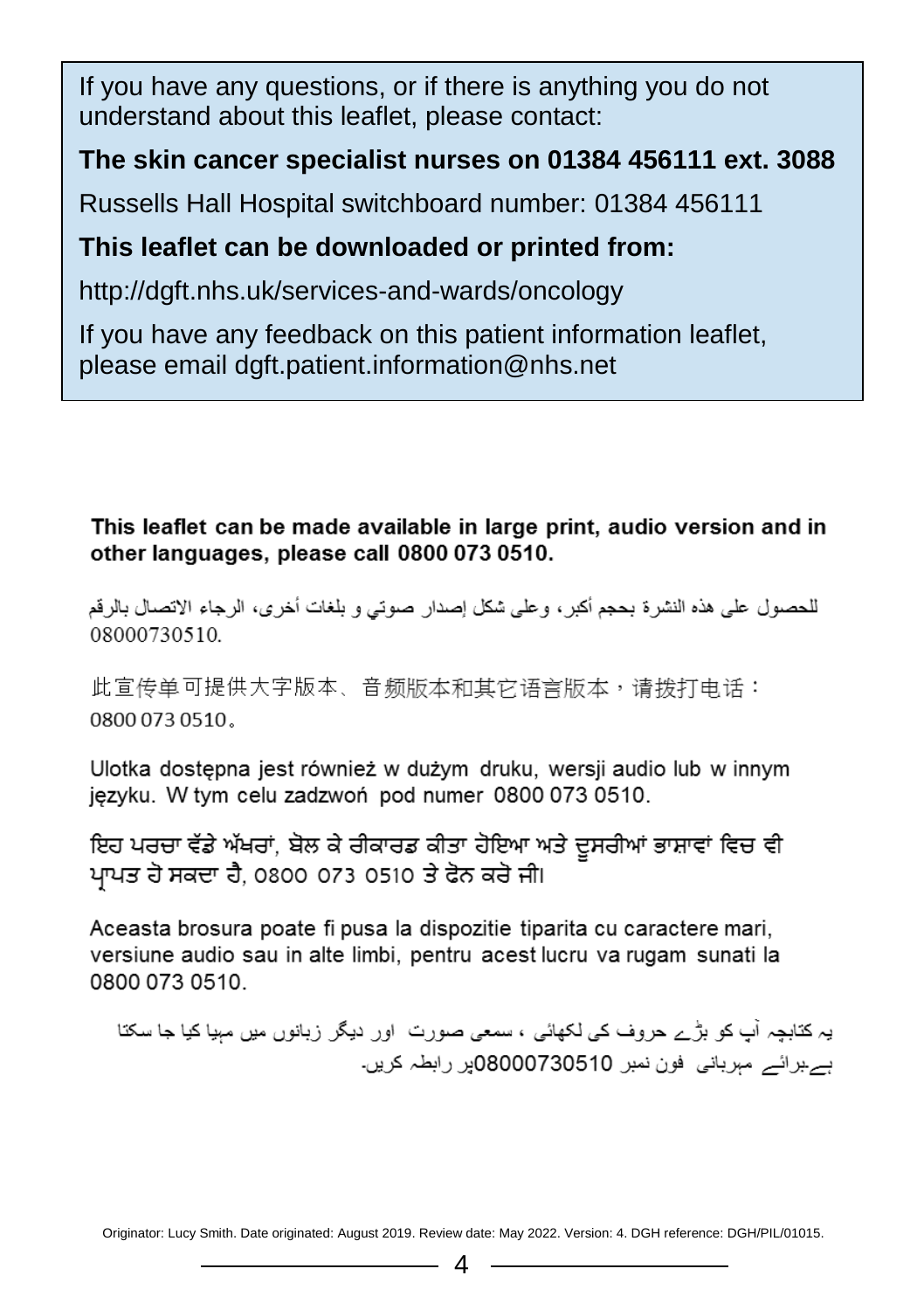If you have any questions, or if there is anything you do not understand about this leaflet, please contact:

**The skin cancer specialist nurses on 01384 456111 ext. 3088**

Russells Hall Hospital switchboard number: 01384 456111

**This leaflet can be downloaded or printed from:**

http://dgft.nhs.uk/services-and-wards/oncology

If you have any feedback on this patient information leaflet, please email dgft.patient.information@nhs.net

**This leaflet can be made available in large print, audio version and in other languages, please call 0800 073 0510.**

للحصول على هذه النشرة بحجم أكبر، وعلى شكل إصدار صوتي و بلغات أخرى، الرجاء الاتصال بالرقم 08000730510.

此宣传单可提供大字版本、音频版本和其它语言版本，请拨打电话：0800 073 0510。

Ulotka dostępna jest również w dużym druku, wersji audio lub w innym języku. W tym celu zadzwoń pod numer 0800 073 0510.

ਇਹ ਪਰਚਾ ਵੱਡੇ ਅੱਖਰਾਂ, ਬੋਲ ਕੇ ਰੀਕਾਰਡ ਕੀਤਾ ਹੋਇਆ ਅਤੇ ਦੂਸਰੀਆਂ ਭਾਸ਼ਾਵਾਂ ਵਿਚ ਵੀ ਪ੍ਰਾਪਤ ਹੋ ਸਕਦਾ ਹੈ, 0800 073 0510 ਤੇ ਫੋਨ ਕਰੋ ਜੀ।

Aceasta brosura poate fi pusa la dispozitie tiparita cu caractere mari, versiune audio sau in alte limbi, pentru acest lucru va rugam sunati la 0800 073 0510.

یہ کتابچہ آپ کو بڑے حروف کی لکھائی ، سمعی صورت اور دیگر زبانوں میں مہیا کیا جا سکتا ہے۔برائے مہربانی فون نمبر 08000730510پر رابطہ کریں۔

Originator: Lucy Smith. Date originated: August 2019. Review date: May 2022. Version: 4. DGH reference: DGH/PIL/01015.